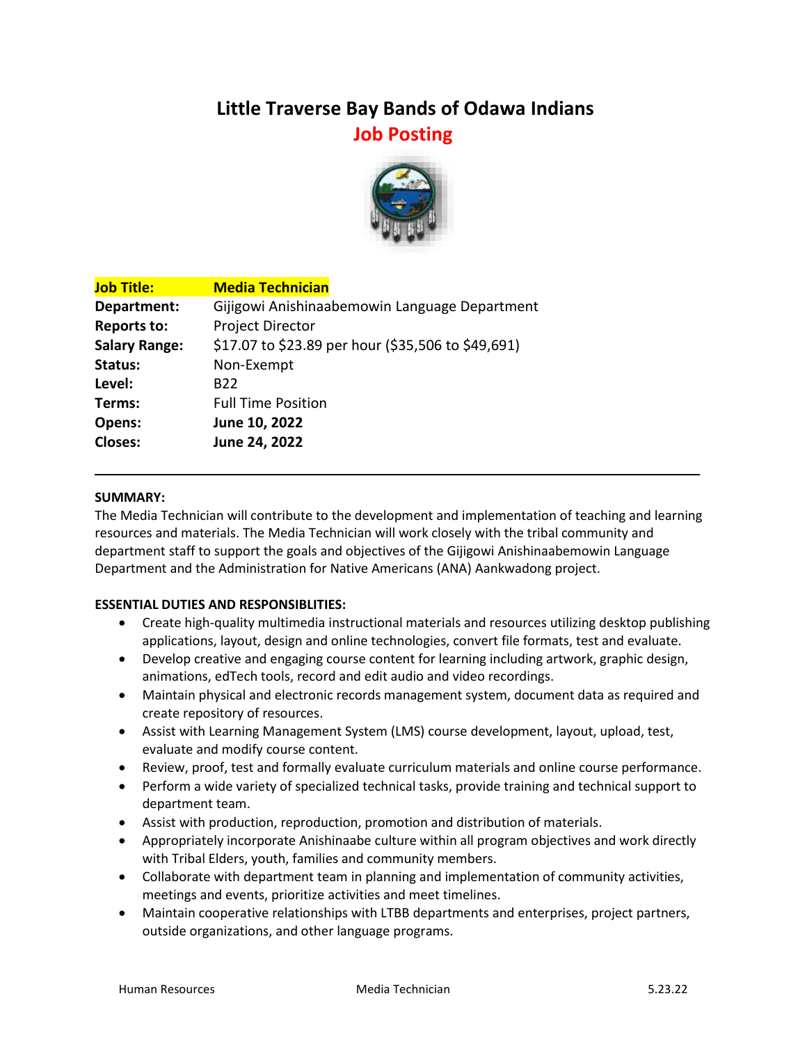# Little Traverse Bay Bands of Odawa Indians

## Job Posting

| | |
|---|---|
| **Job Title:** | **Media Technician** |
| **Department:** | Gijigowi Anishinaabemowin Language Department |
| **Reports to:** | Project Director |
| **Salary Range:** | $17.07 to $23.89 per hour ($35,506 to $49,691) |
| **Status:** | Non-Exempt |
| **Level:** | B22 |
| **Terms:** | Full Time Position |
| **Opens:** | **June 10, 2022** |
| **Closes:** | **June 24, 2022** |

---

**SUMMARY:**

The Media Technician will contribute to the development and implementation of teaching and learning resources and materials. The Media Technician will work closely with the tribal community and department staff to support the goals and objectives of the Gijigowi Anishinaabemowin Language Department and the Administration for Native Americans (ANA) Aankwadong project.

**ESSENTIAL DUTIES AND RESPONSIBLITIES:**

- Create high-quality multimedia instructional materials and resources utilizing desktop publishing applications, layout, design and online technologies, convert file formats, test and evaluate.
- Develop creative and engaging course content for learning including artwork, graphic design, animations, edTech tools, record and edit audio and video recordings.
- Maintain physical and electronic records management system, document data as required and create repository of resources.
- Assist with Learning Management System (LMS) course development, layout, upload, test, evaluate and modify course content.
- Review, proof, test and formally evaluate curriculum materials and online course performance.
- Perform a wide variety of specialized technical tasks, provide training and technical support to department team.
- Assist with production, reproduction, promotion and distribution of materials.
- Appropriately incorporate Anishinaabe culture within all program objectives and work directly with Tribal Elders, youth, families and community members.
- Collaborate with department team in planning and implementation of community activities, meetings and events, prioritize activities and meet timelines.
- Maintain cooperative relationships with LTBB departments and enterprises, project partners, outside organizations, and other language programs.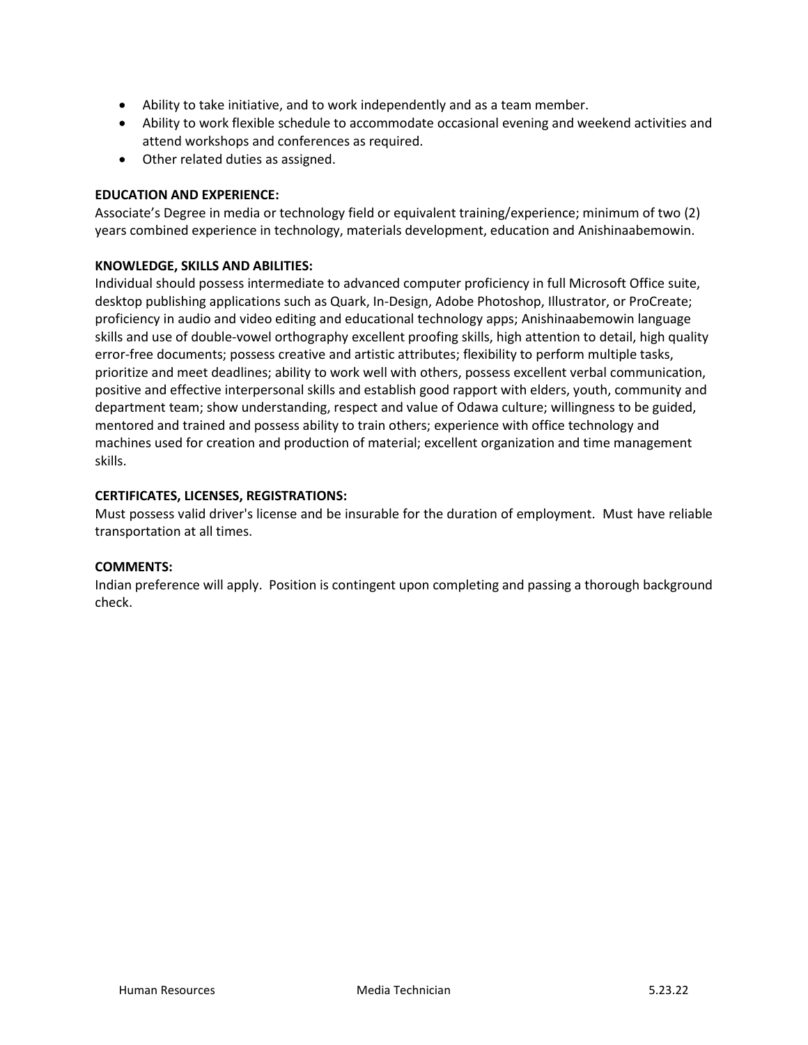- Ability to take initiative, and to work independently and as a team member.
- Ability to work flexible schedule to accommodate occasional evening and weekend activities and attend workshops and conferences as required.
- Other related duties as assigned.

**EDUCATION AND EXPERIENCE:**
Associate's Degree in media or technology field or equivalent training/experience; minimum of two (2) years combined experience in technology, materials development, education and Anishinaabemowin.

**KNOWLEDGE, SKILLS AND ABILITIES:**
Individual should possess intermediate to advanced computer proficiency in full Microsoft Office suite, desktop publishing applications such as Quark, In-Design, Adobe Photoshop, Illustrator, or ProCreate; proficiency in audio and video editing and educational technology apps; Anishinaabemowin language skills and use of double-vowel orthography excellent proofing skills, high attention to detail, high quality error-free documents; possess creative and artistic attributes; flexibility to perform multiple tasks, prioritize and meet deadlines; ability to work well with others, possess excellent verbal communication, positive and effective interpersonal skills and establish good rapport with elders, youth, community and department team; show understanding, respect and value of Odawa culture; willingness to be guided, mentored and trained and possess ability to train others; experience with office technology and machines used for creation and production of material; excellent organization and time management skills.

**CERTIFICATES, LICENSES, REGISTRATIONS:**
Must possess valid driver's license and be insurable for the duration of employment. Must have reliable transportation at all times.

**COMMENTS:**
Indian preference will apply. Position is contingent upon completing and passing a thorough background check.